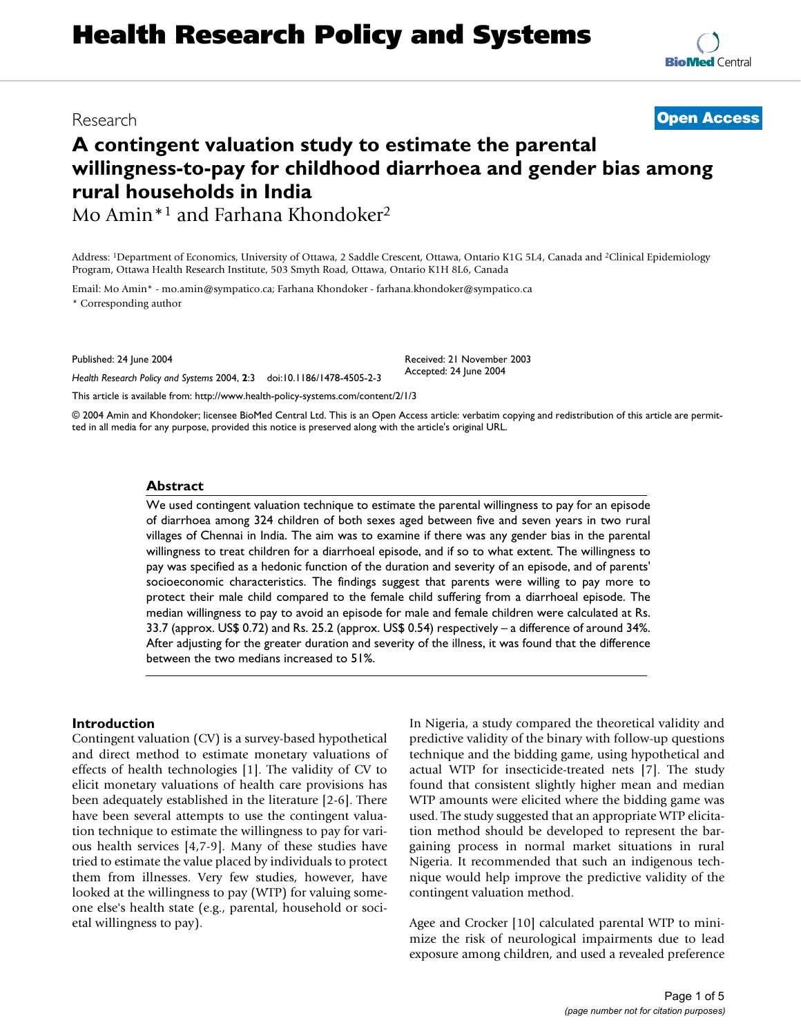# Health Research Policy and Systems

Research **Open Access**

# A contingent valuation study to estimate the parental willingness-to-pay for childhood diarrhoea and gender bias among rural households in India

Mo Amin*[1] and Farhana Khondoker[2]

Address: [1]Department of Economics, University of Ottawa, 2 Saddle Crescent, Ottawa, Ontario K1G 5L4, Canada and [2]Clinical Epidemiology Program, Ottawa Health Research Institute, 503 Smyth Road, Ottawa, Ontario K1H 8L6, Canada

Email: Mo Amin* - mo.amin@sympatico.ca; Farhana Khondoker - farhana.khondoker@sympatico.ca

\* Corresponding author

Published: 24 June 2004

*Health Research Policy and Systems* 2004, **2**:3 doi:10.1186/1478-4505-2-3

Received: 21 November 2003
Accepted: 24 June 2004

This article is available from: http://www.health-policy-systems.com/content/2/1/3

© 2004 Amin and Khondoker; licensee BioMed Central Ltd. This is an Open Access article: verbatim copying and redistribution of this article are permitted in all media for any purpose, provided this notice is preserved along with the article's original URL.

## Abstract

We used contingent valuation technique to estimate the parental willingness to pay for an episode of diarrhoea among 324 children of both sexes aged between five and seven years in two rural villages of Chennai in India. The aim was to examine if there was any gender bias in the parental willingness to treat children for a diarrhoeal episode, and if so to what extent. The willingness to pay was specified as a hedonic function of the duration and severity of an episode, and of parents' socioeconomic characteristics. The findings suggest that parents were willing to pay more to protect their male child compared to the female child suffering from a diarrhoeal episode. The median willingness to pay to avoid an episode for male and female children were calculated at Rs. 33.7 (approx. US$ 0.72) and Rs. 25.2 (approx. US$ 0.54) respectively – a difference of around 34%. After adjusting for the greater duration and severity of the illness, it was found that the difference between the two medians increased to 51%.

## Introduction

Contingent valuation (CV) is a survey-based hypothetical and direct method to estimate monetary valuations of effects of health technologies [1]. The validity of CV to elicit monetary valuations of health care provisions has been adequately established in the literature [2-6]. There have been several attempts to use the contingent valuation technique to estimate the willingness to pay for various health services [4,7-9]. Many of these studies have tried to estimate the value placed by individuals to protect them from illnesses. Very few studies, however, have looked at the willingness to pay (WTP) for valuing someone else's health state (e.g., parental, household or societal willingness to pay).

In Nigeria, a study compared the theoretical validity and predictive validity of the binary with follow-up questions technique and the bidding game, using hypothetical and actual WTP for insecticide-treated nets [7]. The study found that consistent slightly higher mean and median WTP amounts were elicited where the bidding game was used. The study suggested that an appropriate WTP elicitation method should be developed to represent the bargaining process in normal market situations in rural Nigeria. It recommended that such an indigenous technique would help improve the predictive validity of the contingent valuation method.

Agee and Crocker [10] calculated parental WTP to minimize the risk of neurological impairments due to lead exposure among children, and used a revealed preference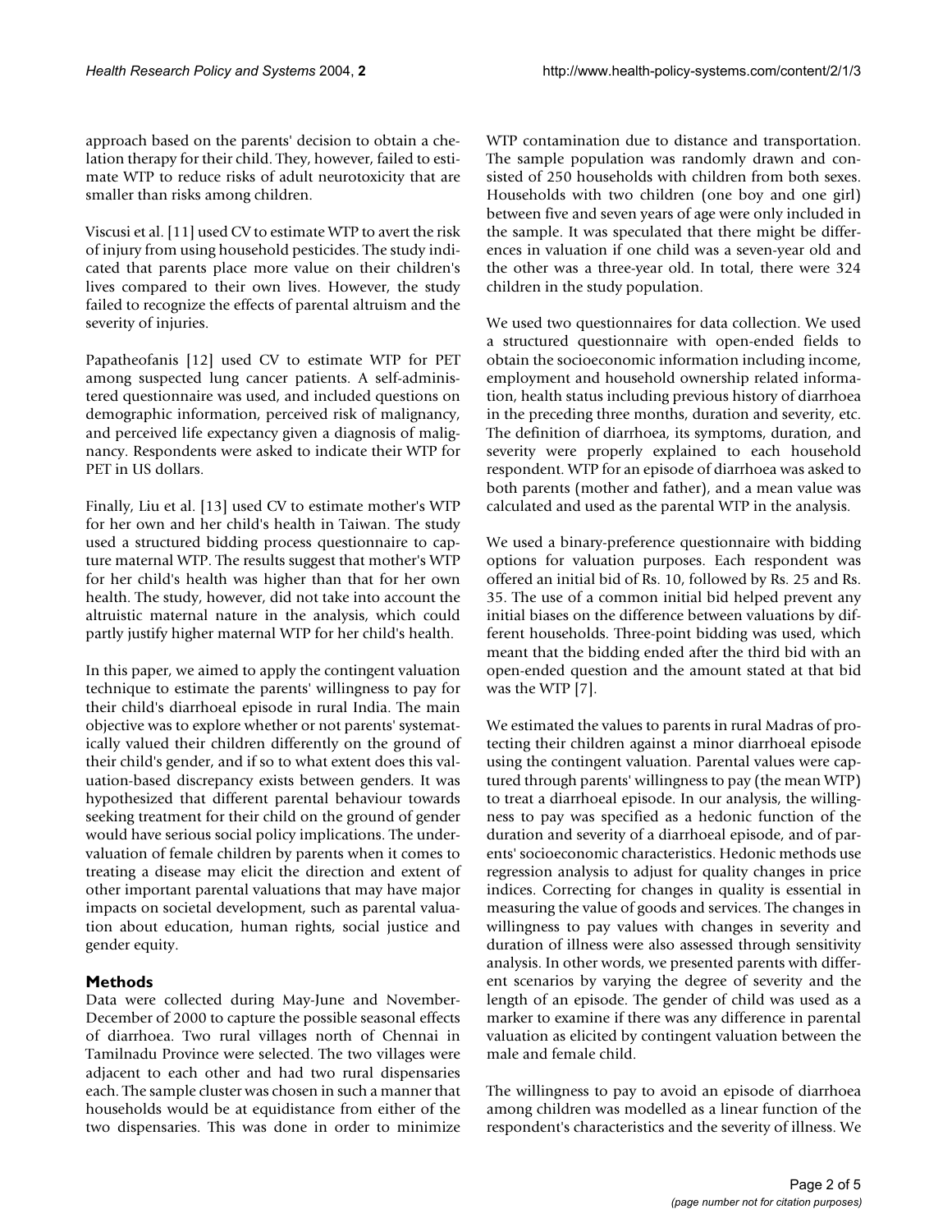approach based on the parents' decision to obtain a chelation therapy for their child. They, however, failed to estimate WTP to reduce risks of adult neurotoxicity that are smaller than risks among children.

Viscusi et al. [11] used CV to estimate WTP to avert the risk of injury from using household pesticides. The study indicated that parents place more value on their children's lives compared to their own lives. However, the study failed to recognize the effects of parental altruism and the severity of injuries.

Papatheofanis [12] used CV to estimate WTP for PET among suspected lung cancer patients. A self-administered questionnaire was used, and included questions on demographic information, perceived risk of malignancy, and perceived life expectancy given a diagnosis of malignancy. Respondents were asked to indicate their WTP for PET in US dollars.

Finally, Liu et al. [13] used CV to estimate mother's WTP for her own and her child's health in Taiwan. The study used a structured bidding process questionnaire to capture maternal WTP. The results suggest that mother's WTP for her child's health was higher than that for her own health. The study, however, did not take into account the altruistic maternal nature in the analysis, which could partly justify higher maternal WTP for her child's health.

In this paper, we aimed to apply the contingent valuation technique to estimate the parents' willingness to pay for their child's diarrhoeal episode in rural India. The main objective was to explore whether or not parents' systematically valued their children differently on the ground of their child's gender, and if so to what extent does this valuation-based discrepancy exists between genders. It was hypothesized that different parental behaviour towards seeking treatment for their child on the ground of gender would have serious social policy implications. The undervaluation of female children by parents when it comes to treating a disease may elicit the direction and extent of other important parental valuations that may have major impacts on societal development, such as parental valuation about education, human rights, social justice and gender equity.

## Methods

Data were collected during May-June and November-December of 2000 to capture the possible seasonal effects of diarrhoea. Two rural villages north of Chennai in Tamilnadu Province were selected. The two villages were adjacent to each other and had two rural dispensaries each. The sample cluster was chosen in such a manner that households would be at equidistance from either of the two dispensaries. This was done in order to minimize WTP contamination due to distance and transportation. The sample population was randomly drawn and consisted of 250 households with children from both sexes. Households with two children (one boy and one girl) between five and seven years of age were only included in the sample. It was speculated that there might be differences in valuation if one child was a seven-year old and the other was a three-year old. In total, there were 324 children in the study population.

We used two questionnaires for data collection. We used a structured questionnaire with open-ended fields to obtain the socioeconomic information including income, employment and household ownership related information, health status including previous history of diarrhoea in the preceding three months, duration and severity, etc. The definition of diarrhoea, its symptoms, duration, and severity were properly explained to each household respondent. WTP for an episode of diarrhoea was asked to both parents (mother and father), and a mean value was calculated and used as the parental WTP in the analysis.

We used a binary-preference questionnaire with bidding options for valuation purposes. Each respondent was offered an initial bid of Rs. 10, followed by Rs. 25 and Rs. 35. The use of a common initial bid helped prevent any initial biases on the difference between valuations by different households. Three-point bidding was used, which meant that the bidding ended after the third bid with an open-ended question and the amount stated at that bid was the WTP [7].

We estimated the values to parents in rural Madras of protecting their children against a minor diarrhoeal episode using the contingent valuation. Parental values were captured through parents' willingness to pay (the mean WTP) to treat a diarrhoeal episode. In our analysis, the willingness to pay was specified as a hedonic function of the duration and severity of a diarrhoeal episode, and of parents' socioeconomic characteristics. Hedonic methods use regression analysis to adjust for quality changes in price indices. Correcting for changes in quality is essential in measuring the value of goods and services. The changes in willingness to pay values with changes in severity and duration of illness were also assessed through sensitivity analysis. In other words, we presented parents with different scenarios by varying the degree of severity and the length of an episode. The gender of child was used as a marker to examine if there was any difference in parental valuation as elicited by contingent valuation between the male and female child.

The willingness to pay to avoid an episode of diarrhoea among children was modelled as a linear function of the respondent's characteristics and the severity of illness. We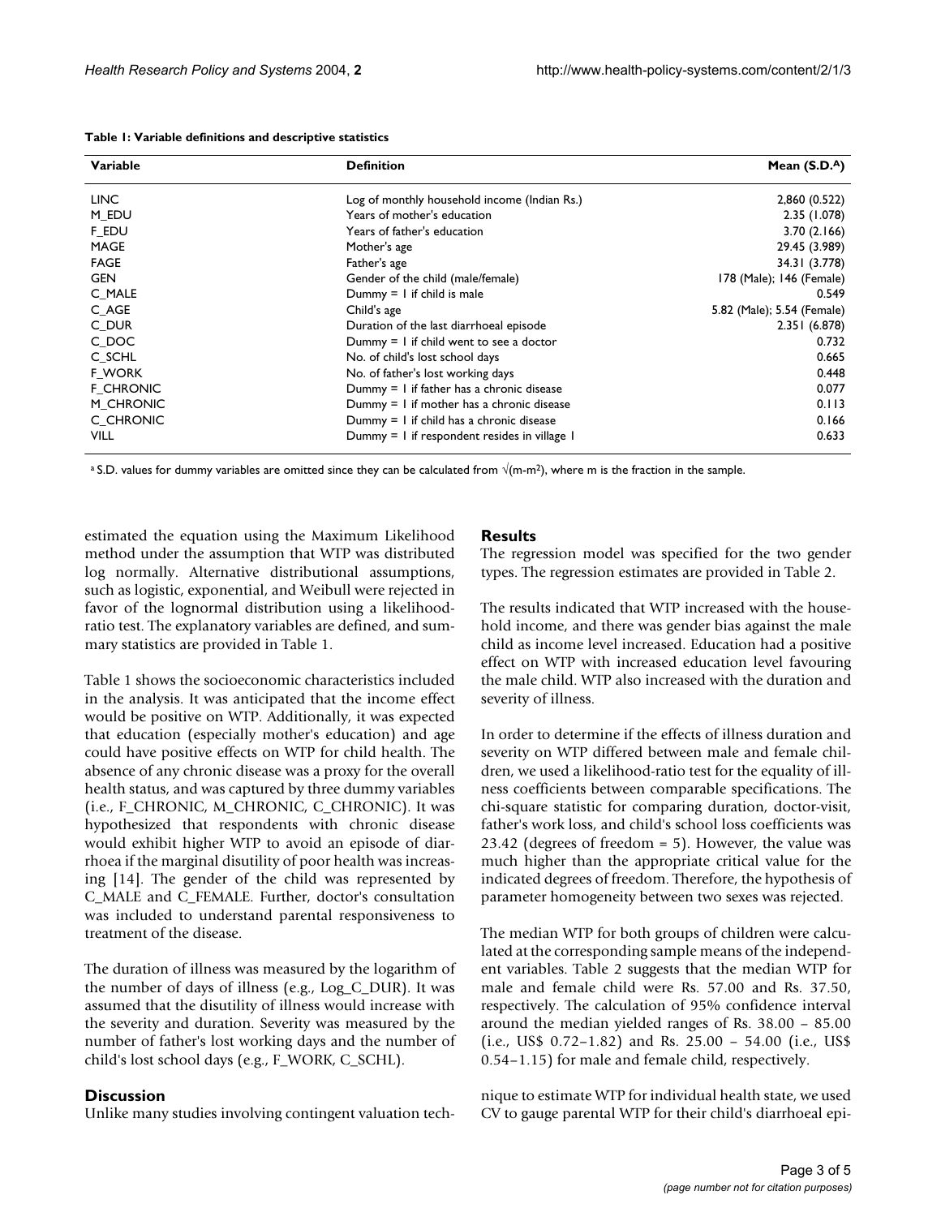**Table 1: Variable definitions and descriptive statistics**

| Variable | Definition | Mean (S.D.[A]) |
|---|---|---|
| LINC | Log of monthly household income (Indian Rs.) | 2,860 (0.522) |
| M_EDU | Years of mother's education | 2.35 (1.078) |
| F_EDU | Years of father's education | 3.70 (2.166) |
| MAGE | Mother's age | 29.45 (3.989) |
| FAGE | Father's age | 34.31 (3.778) |
| GEN | Gender of the child (male/female) | 178 (Male); 146 (Female) |
| C_MALE | Dummy = 1 if child is male | 0.549 |
| C_AGE | Child's age | 5.82 (Male); 5.54 (Female) |
| C_DUR | Duration of the last diarrhoeal episode | 2.351 (6.878) |
| C_DOC | Dummy = 1 if child went to see a doctor | 0.732 |
| C_SCHL | No. of child's lost school days | 0.665 |
| F_WORK | No. of father's lost working days | 0.448 |
| F_CHRONIC | Dummy = 1 if father has a chronic disease | 0.077 |
| M_CHRONIC | Dummy = 1 if mother has a chronic disease | 0.113 |
| C_CHRONIC | Dummy = 1 if child has a chronic disease | 0.166 |
| VILL | Dummy = 1 if respondent resides in village 1 | 0.633 |

[a] S.D. values for dummy variables are omitted since they can be calculated from $\sqrt{(m-m^2)}$, where m is the fraction in the sample.

estimated the equation using the Maximum Likelihood method under the assumption that WTP was distributed log normally. Alternative distributional assumptions, such as logistic, exponential, and Weibull were rejected in favor of the lognormal distribution using a likelihood-ratio test. The explanatory variables are defined, and summary statistics are provided in Table 1.

Table 1 shows the socioeconomic characteristics included in the analysis. It was anticipated that the income effect would be positive on WTP. Additionally, it was expected that education (especially mother's education) and age could have positive effects on WTP for child health. The absence of any chronic disease was a proxy for the overall health status, and was captured by three dummy variables (i.e., F_CHRONIC, M_CHRONIC, C_CHRONIC). It was hypothesized that respondents with chronic disease would exhibit higher WTP to avoid an episode of diarrhoea if the marginal disutility of poor health was increasing [14]. The gender of the child was represented by C_MALE and C_FEMALE. Further, doctor's consultation was included to understand parental responsiveness to treatment of the disease.

The duration of illness was measured by the logarithm of the number of days of illness (e.g., Log_C_DUR). It was assumed that the disutility of illness would increase with the severity and duration. Severity was measured by the number of father's lost working days and the number of child's lost school days (e.g., F_WORK, C_SCHL).

## Results

The regression model was specified for the two gender types. The regression estimates are provided in Table 2.

The results indicated that WTP increased with the household income, and there was gender bias against the male child as income level increased. Education had a positive effect on WTP with increased education level favouring the male child. WTP also increased with the duration and severity of illness.

In order to determine if the effects of illness duration and severity on WTP differed between male and female children, we used a likelihood-ratio test for the equality of illness coefficients between comparable specifications. The chi-square statistic for comparing duration, doctor-visit, father's work loss, and child's school loss coefficients was 23.42 (degrees of freedom = 5). However, the value was much higher than the appropriate critical value for the indicated degrees of freedom. Therefore, the hypothesis of parameter homogeneity between two sexes was rejected.

The median WTP for both groups of children were calculated at the corresponding sample means of the independent variables. Table 2 suggests that the median WTP for male and female child were Rs. 57.00 and Rs. 37.50, respectively. The calculation of 95% confidence interval around the median yielded ranges of Rs. 38.00 – 85.00 (i.e., US$ 0.72–1.82) and Rs. 25.00 – 54.00 (i.e., US$ 0.54–1.15) for male and female child, respectively.

## Discussion

Unlike many studies involving contingent valuation technique to estimate WTP for individual health state, we used CV to gauge parental WTP for their child's diarrhoeal epi-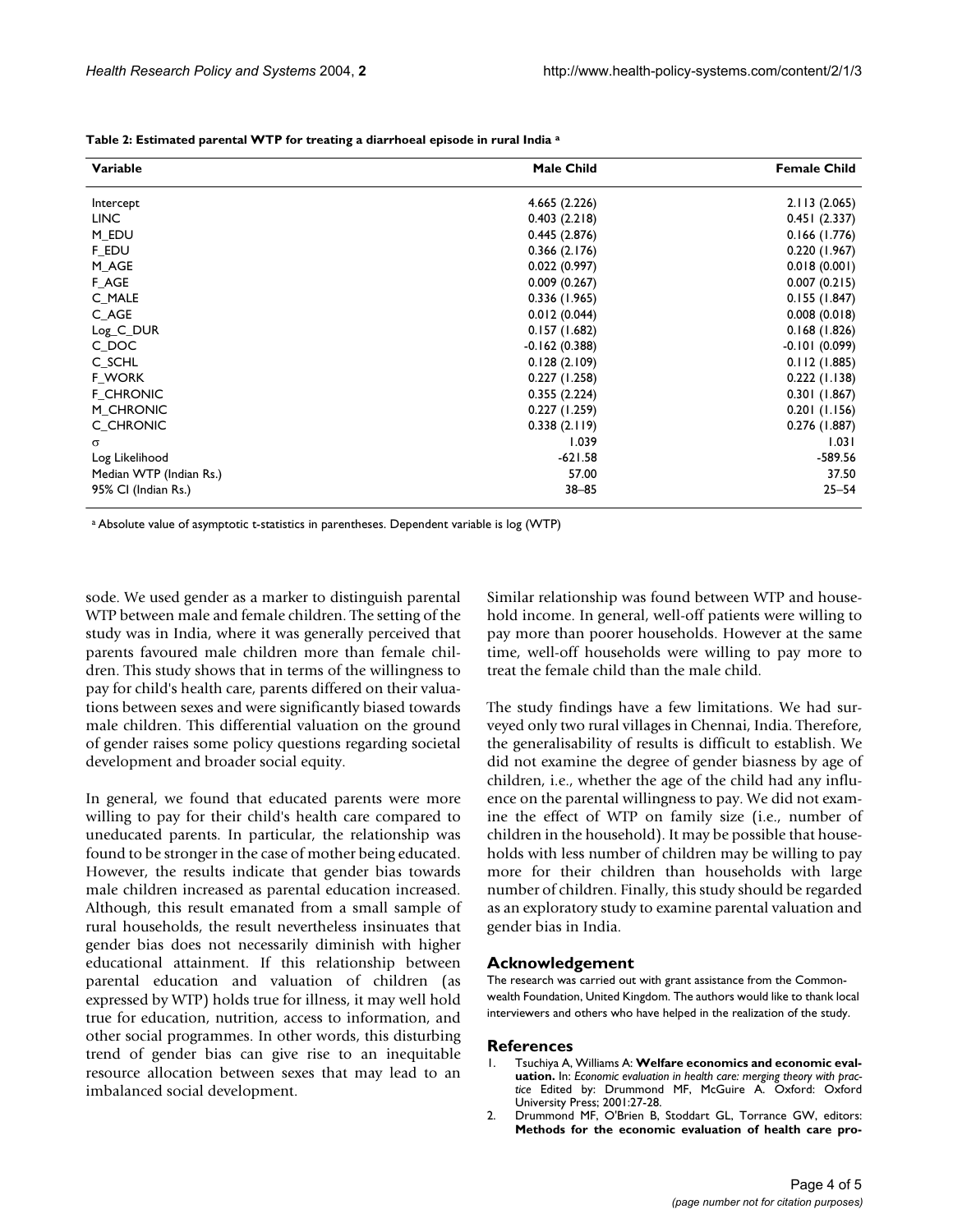**Table 2: Estimated parental WTP for treating a diarrhoeal episode in rural India [a]**

| Variable | Male Child | Female Child |
|---|---|---|
| Intercept | 4.665 (2.226) | 2.113 (2.065) |
| LINC | 0.403 (2.218) | 0.451 (2.337) |
| M_EDU | 0.445 (2.876) | 0.166 (1.776) |
| F_EDU | 0.366 (2.176) | 0.220 (1.967) |
| M_AGE | 0.022 (0.997) | 0.018 (0.001) |
| F_AGE | 0.009 (0.267) | 0.007 (0.215) |
| C_MALE | 0.336 (1.965) | 0.155 (1.847) |
| C_AGE | 0.012 (0.044) | 0.008 (0.018) |
| Log_C_DUR | 0.157 (1.682) | 0.168 (1.826) |
| C_DOC | -0.162 (0.388) | -0.101 (0.099) |
| C_SCHL | 0.128 (2.109) | 0.112 (1.885) |
| F_WORK | 0.227 (1.258) | 0.222 (1.138) |
| F_CHRONIC | 0.355 (2.224) | 0.301 (1.867) |
| M_CHRONIC | 0.227 (1.259) | 0.201 (1.156) |
| C_CHRONIC | 0.338 (2.119) | 0.276 (1.887) |
| $\sigma$ | 1.039 | 1.031 |
| Log Likelihood | -621.58 | -589.56 |
| Median WTP (Indian Rs.) | 57.00 | 37.50 |
| 95% CI (Indian Rs.) | 38–85 | 25–54 |

[a] Absolute value of asymptotic t-statistics in parentheses. Dependent variable is log (WTP)

sode. We used gender as a marker to distinguish parental WTP between male and female children. The setting of the study was in India, where it was generally perceived that parents favoured male children more than female children. This study shows that in terms of the willingness to pay for child's health care, parents differed on their valuations between sexes and were significantly biased towards male children. This differential valuation on the ground of gender raises some policy questions regarding societal development and broader social equity.

In general, we found that educated parents were more willing to pay for their child's health care compared to uneducated parents. In particular, the relationship was found to be stronger in the case of mother being educated. However, the results indicate that gender bias towards male children increased as parental education increased. Although, this result emanated from a small sample of rural households, the result nevertheless insinuates that gender bias does not necessarily diminish with higher educational attainment. If this relationship between parental education and valuation of children (as expressed by WTP) holds true for illness, it may well hold true for education, nutrition, access to information, and other social programmes. In other words, this disturbing trend of gender bias can give rise to an inequitable resource allocation between sexes that may lead to an imbalanced social development.

Similar relationship was found between WTP and household income. In general, well-off patients were willing to pay more than poorer households. However at the same time, well-off households were willing to pay more to treat the female child than the male child.

The study findings have a few limitations. We had surveyed only two rural villages in Chennai, India. Therefore, the generalisability of results is difficult to establish. We did not examine the degree of gender biasness by age of children, i.e., whether the age of the child had any influence on the parental willingness to pay. We did not examine the effect of WTP on family size (i.e., number of children in the household). It may be possible that households with less number of children may be willing to pay more for their children than households with large number of children. Finally, this study should be regarded as an exploratory study to examine parental valuation and gender bias in India.

## Acknowledgement

The research was carried out with grant assistance from the Commonwealth Foundation, United Kingdom. The authors would like to thank local interviewers and others who have helped in the realization of the study.

## References

1. Tsuchiya A, Williams A: **Welfare economics and economic evaluation.** In: *Economic evaluation in health care: merging theory with practice* Edited by: Drummond MF, McGuire A. Oxford: Oxford University Press; 2001:27-28.
2. Drummond MF, O'Brien B, Stoddart GL, Torrance GW, editors: **Methods for the economic evaluation of health care pro-**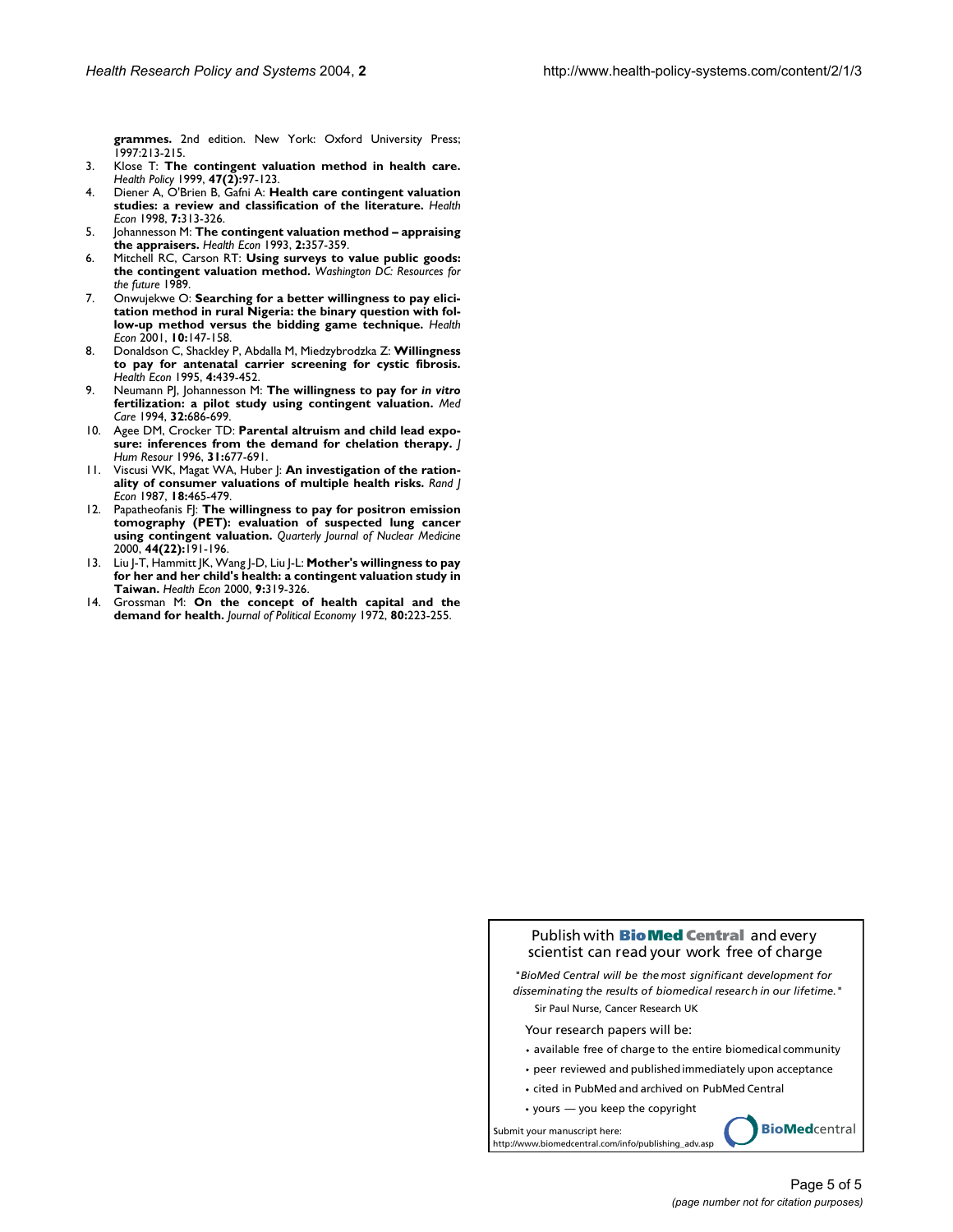**grammes.** 2nd edition. New York: Oxford University Press; 1997:213-215.

3. Klose T: **The contingent valuation method in health care.** *Health Policy* 1999, **47(2):**97-123.
4. Diener A, O'Brien B, Gafni A: **Health care contingent valuation studies: a review and classification of the literature.** *Health Econ* 1998, **7:**313-326.
5. Johannesson M: **The contingent valuation method – appraising the appraisers.** *Health Econ* 1993, **2:**357-359.
6. Mitchell RC, Carson RT: **Using surveys to value public goods: the contingent valuation method.** *Washington DC: Resources for the future* 1989.
7. Onwujekwe O: **Searching for a better willingness to pay elicitation method in rural Nigeria: the binary question with follow-up method versus the bidding game technique.** *Health Econ* 2001, **10:**147-158.
8. Donaldson C, Shackley P, Abdalla M, Miedzybrodzka Z: **Willingness to pay for antenatal carrier screening for cystic fibrosis.** *Health Econ* 1995, **4:**439-452.
9. Neumann PJ, Johannesson M: **The willingness to pay for *in vitro* fertilization: a pilot study using contingent valuation.** *Med Care* 1994, **32:**686-699.
10. Agee DM, Crocker TD: **Parental altruism and child lead exposure: inferences from the demand for chelation therapy.** *J Hum Resour* 1996, **31:**677-691.
11. Viscusi WK, Magat WA, Huber J: **An investigation of the rationality of consumer valuations of multiple health risks.** *Rand J Econ* 1987, **18:**465-479.
12. Papatheofanis FJ: **The willingness to pay for positron emission tomography (PET): evaluation of suspected lung cancer using contingent valuation.** *Quarterly Journal of Nuclear Medicine* 2000, **44(22):**191-196.
13. Liu J-T, Hammitt JK, Wang J-D, Liu J-L: **Mother's willingness to pay for her and her child's health: a contingent valuation study in Taiwan.** *Health Econ* 2000, **9:**319-326.
14. Grossman M: **On the concept of health capital and the demand for health.** *Journal of Political Economy* 1972, **80:**223-255.

Publish with **BioMed Central** and every scientist can read your work free of charge

*"BioMed Central will be the most significant development for disseminating the results of biomedical research in our lifetime."*

Sir Paul Nurse, Cancer Research UK

Your research papers will be:

- available free of charge to the entire biomedical community
- peer reviewed and published immediately upon acceptance
- cited in PubMed and archived on PubMed Central
- yours — you keep the copyright

Submit your manuscript here:
http://www.biomedcentral.com/info/publishing_adv.asp

**BioMed**central